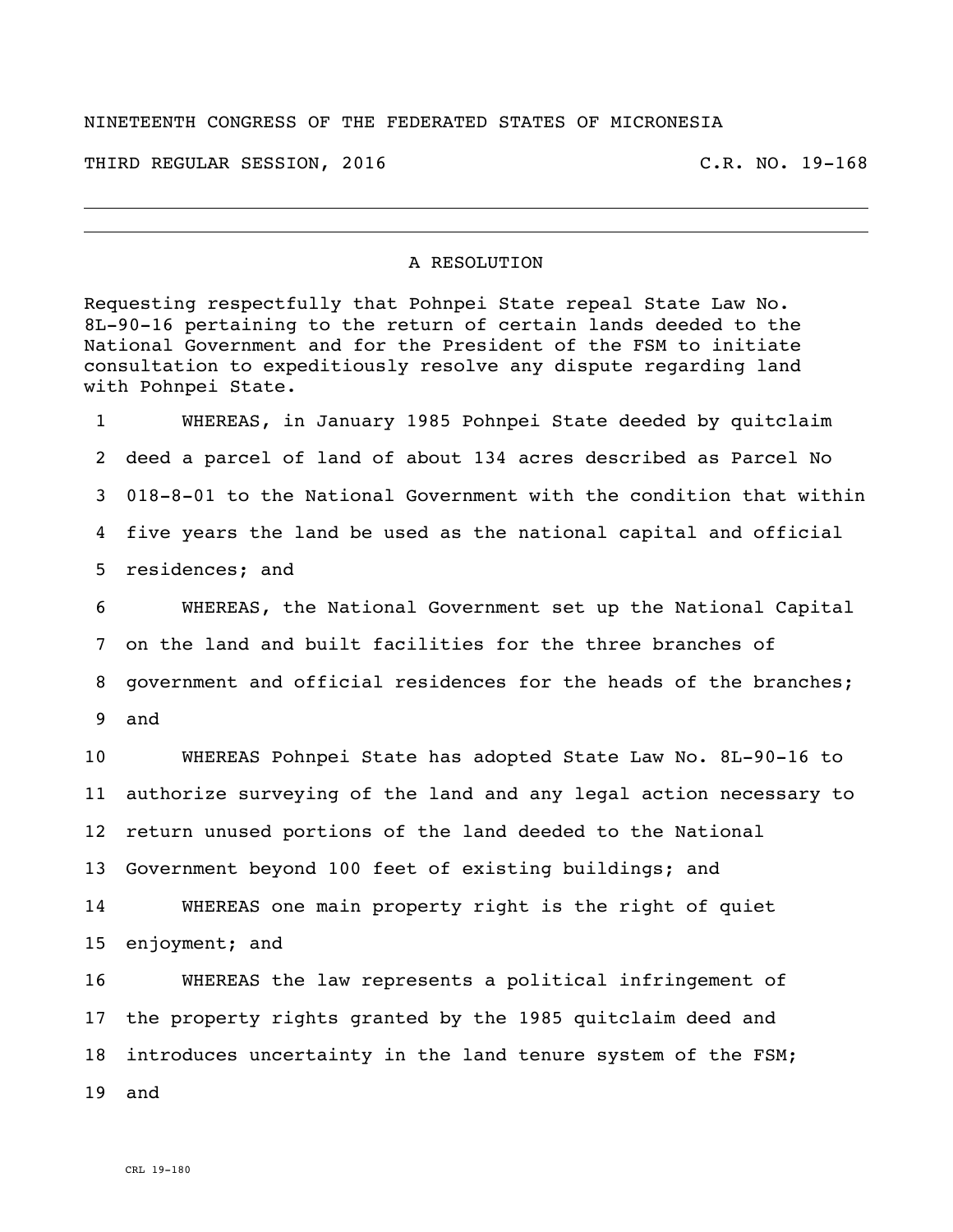NINETEENTH CONGRESS OF THE FEDERATED STATES OF MICRONESIA

THIRD REGULAR SESSION, 2016 C.R. NO. 19-168

# A RESOLUTION

Requesting respectfully that Pohnpei State repeal State Law No. 8L-90-16 pertaining to the return of certain lands deeded to the National Government and for the President of the FSM to initiate consultation to expeditiously resolve any dispute regarding land with Pohnpei State.

1 WHEREAS, in January 1985 Pohnpei State deeded by quitclaim
2 deed a parcel of land of about 134 acres described as Parcel No
3 018-8-01 to the National Government with the condition that within
4 five years the land be used as the national capital and official
5 residences; and

6 WHEREAS, the National Government set up the National Capital
7 on the land and built facilities for the three branches of
8 government and official residences for the heads of the branches;
9 and

10 WHEREAS Pohnpei State has adopted State Law No. 8L-90-16 to
11 authorize surveying of the land and any legal action necessary to
12 return unused portions of the land deeded to the National
13 Government beyond 100 feet of existing buildings; and

14 WHEREAS one main property right is the right of quiet
15 enjoyment; and

16 WHEREAS the law represents a political infringement of
17 the property rights granted by the 1985 quitclaim deed and
18 introduces uncertainty in the land tenure system of the FSM;
19 and

CRL 19-180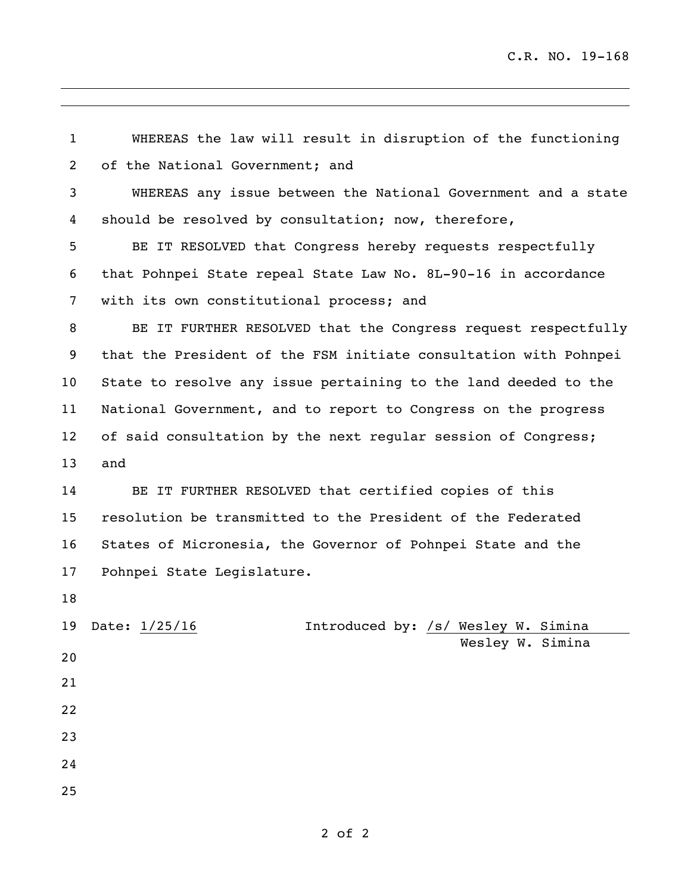WHEREAS the law will result in disruption of the functioning of the National Government; and

WHEREAS any issue between the National Government and a state should be resolved by consultation; now, therefore,

BE IT RESOLVED that Congress hereby requests respectfully that Pohnpei State repeal State Law No. 8L-90-16 in accordance with its own constitutional process; and

BE IT FURTHER RESOLVED that the Congress request respectfully that the President of the FSM initiate consultation with Pohnpei State to resolve any issue pertaining to the land deeded to the National Government, and to report to Congress on the progress of said consultation by the next regular session of Congress; and

BE IT FURTHER RESOLVED that certified copies of this resolution be transmitted to the President of the Federated States of Micronesia, the Governor of Pohnpei State and the Pohnpei State Legislature.

Date: 1/25/16

Introduced by: /s/ Wesley W. Simina
Wesley W. Simina